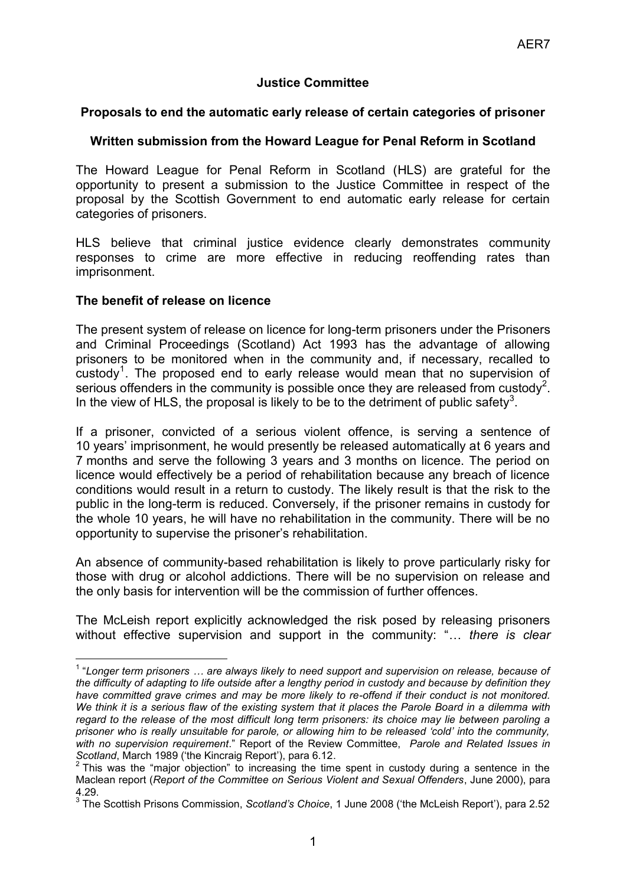**Justice Committee**

**Proposals to end the automatic early release of certain categories of prisoner**

**Written submission from the Howard League for Penal Reform in Scotland**

The Howard League for Penal Reform in Scotland (HLS) are grateful for the opportunity to present a submission to the Justice Committee in respect of the proposal by the Scottish Government to end automatic early release for certain categories of prisoners.

HLS believe that criminal justice evidence clearly demonstrates community responses to crime are more effective in reducing reoffending rates than imprisonment.

**The benefit of release on licence**

The present system of release on licence for long-term prisoners under the Prisoners and Criminal Proceedings (Scotland) Act 1993 has the advantage of allowing prisoners to be monitored when in the community and, if necessary, recalled to custody[1]. The proposed end to early release would mean that no supervision of serious offenders in the community is possible once they are released from custody[2]. In the view of HLS, the proposal is likely to be to the detriment of public safety[3].

If a prisoner, convicted of a serious violent offence, is serving a sentence of 10 years' imprisonment, he would presently be released automatically at 6 years and 7 months and serve the following 3 years and 3 months on licence. The period on licence would effectively be a period of rehabilitation because any breach of licence conditions would result in a return to custody. The likely result is that the risk to the public in the long-term is reduced. Conversely, if the prisoner remains in custody for the whole 10 years, he will have no rehabilitation in the community. There will be no opportunity to supervise the prisoner's rehabilitation.

An absence of community-based rehabilitation is likely to prove particularly risky for those with drug or alcohol addictions. There will be no supervision on release and the only basis for intervention will be the commission of further offences.

The McLeish report explicitly acknowledged the risk posed by releasing prisoners without effective supervision and support in the community: "… *there is clear*

---

[1] "*Longer term prisoners … are always likely to need support and supervision on release, because of the difficulty of adapting to life outside after a lengthy period in custody and because by definition they have committed grave crimes and may be more likely to re-offend if their conduct is not monitored. We think it is a serious flaw of the existing system that it places the Parole Board in a dilemma with regard to the release of the most difficult long term prisoners: its choice may lie between paroling a prisoner who is really unsuitable for parole, or allowing him to be released 'cold' into the community, with no supervision requirement*." Report of the Review Committee, *Parole and Related Issues in Scotland*, March 1989 ('the Kincraig Report'), para 6.12.

[2] This was the "major objection" to increasing the time spent in custody during a sentence in the Maclean report (*Report of the Committee on Serious Violent and Sexual Offenders*, June 2000), para 4.29.

[3] The Scottish Prisons Commission, *Scotland's Choice*, 1 June 2008 ('the McLeish Report'), para 2.52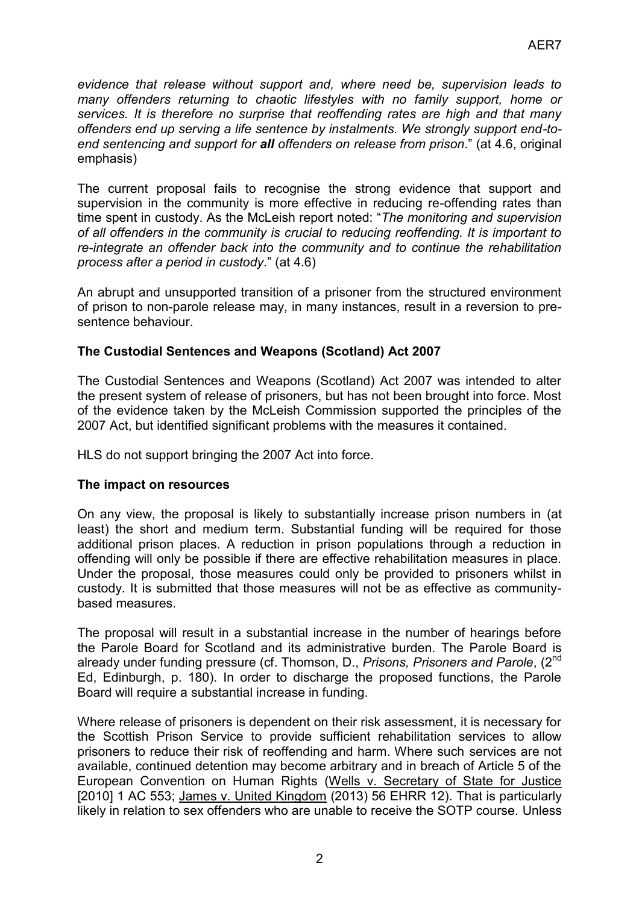*evidence that release without support and, where need be, supervision leads to many offenders returning to chaotic lifestyles with no family support, home or services. It is therefore no surprise that reoffending rates are high and that many offenders end up serving a life sentence by instalments. We strongly support end-to-end sentencing and support for **all** offenders on release from prison*." (at 4.6, original emphasis)

The current proposal fails to recognise the strong evidence that support and supervision in the community is more effective in reducing re-offending rates than time spent in custody. As the McLeish report noted: "*The monitoring and supervision of all offenders in the community is crucial to reducing reoffending. It is important to re-integrate an offender back into the community and to continue the rehabilitation process after a period in custody*." (at 4.6)

An abrupt and unsupported transition of a prisoner from the structured environment of prison to non-parole release may, in many instances, result in a reversion to pre-sentence behaviour.

**The Custodial Sentences and Weapons (Scotland) Act 2007**

The Custodial Sentences and Weapons (Scotland) Act 2007 was intended to alter the present system of release of prisoners, but has not been brought into force. Most of the evidence taken by the McLeish Commission supported the principles of the 2007 Act, but identified significant problems with the measures it contained.

HLS do not support bringing the 2007 Act into force.

**The impact on resources**

On any view, the proposal is likely to substantially increase prison numbers in (at least) the short and medium term. Substantial funding will be required for those additional prison places. A reduction in prison populations through a reduction in offending will only be possible if there are effective rehabilitation measures in place. Under the proposal, those measures could only be provided to prisoners whilst in custody. It is submitted that those measures will not be as effective as community-based measures.

The proposal will result in a substantial increase in the number of hearings before the Parole Board for Scotland and its administrative burden. The Parole Board is already under funding pressure (cf. Thomson, D., *Prisons, Prisoners and Parole*, (2nd Ed, Edinburgh, p. 180). In order to discharge the proposed functions, the Parole Board will require a substantial increase in funding.

Where release of prisoners is dependent on their risk assessment, it is necessary for the Scottish Prison Service to provide sufficient rehabilitation services to allow prisoners to reduce their risk of reoffending and harm. Where such services are not available, continued detention may become arbitrary and in breach of Article 5 of the European Convention on Human Rights (Wells v. Secretary of State for Justice [2010] 1 AC 553; James v. United Kingdom (2013) 56 EHRR 12). That is particularly likely in relation to sex offenders who are unable to receive the SOTP course. Unless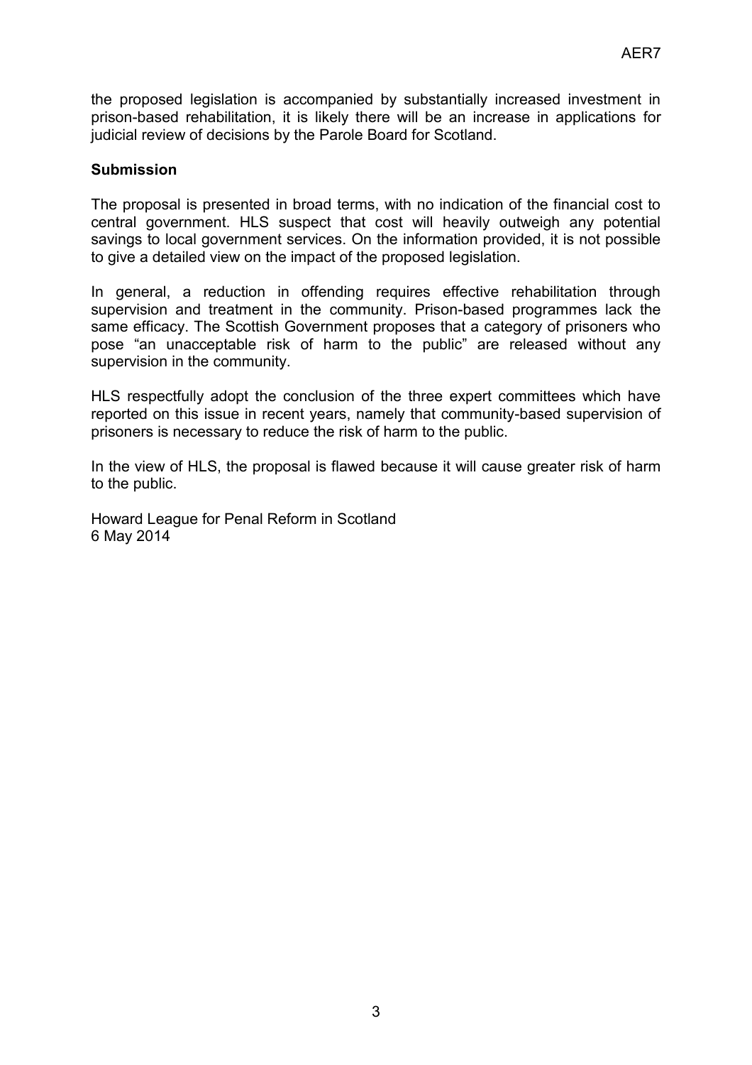the proposed legislation is accompanied by substantially increased investment in prison-based rehabilitation, it is likely there will be an increase in applications for judicial review of decisions by the Parole Board for Scotland.

**Submission**

The proposal is presented in broad terms, with no indication of the financial cost to central government. HLS suspect that cost will heavily outweigh any potential savings to local government services. On the information provided, it is not possible to give a detailed view on the impact of the proposed legislation.

In general, a reduction in offending requires effective rehabilitation through supervision and treatment in the community. Prison-based programmes lack the same efficacy. The Scottish Government proposes that a category of prisoners who pose "an unacceptable risk of harm to the public" are released without any supervision in the community.

HLS respectfully adopt the conclusion of the three expert committees which have reported on this issue in recent years, namely that community-based supervision of prisoners is necessary to reduce the risk of harm to the public.

In the view of HLS, the proposal is flawed because it will cause greater risk of harm to the public.

Howard League for Penal Reform in Scotland
6 May 2014